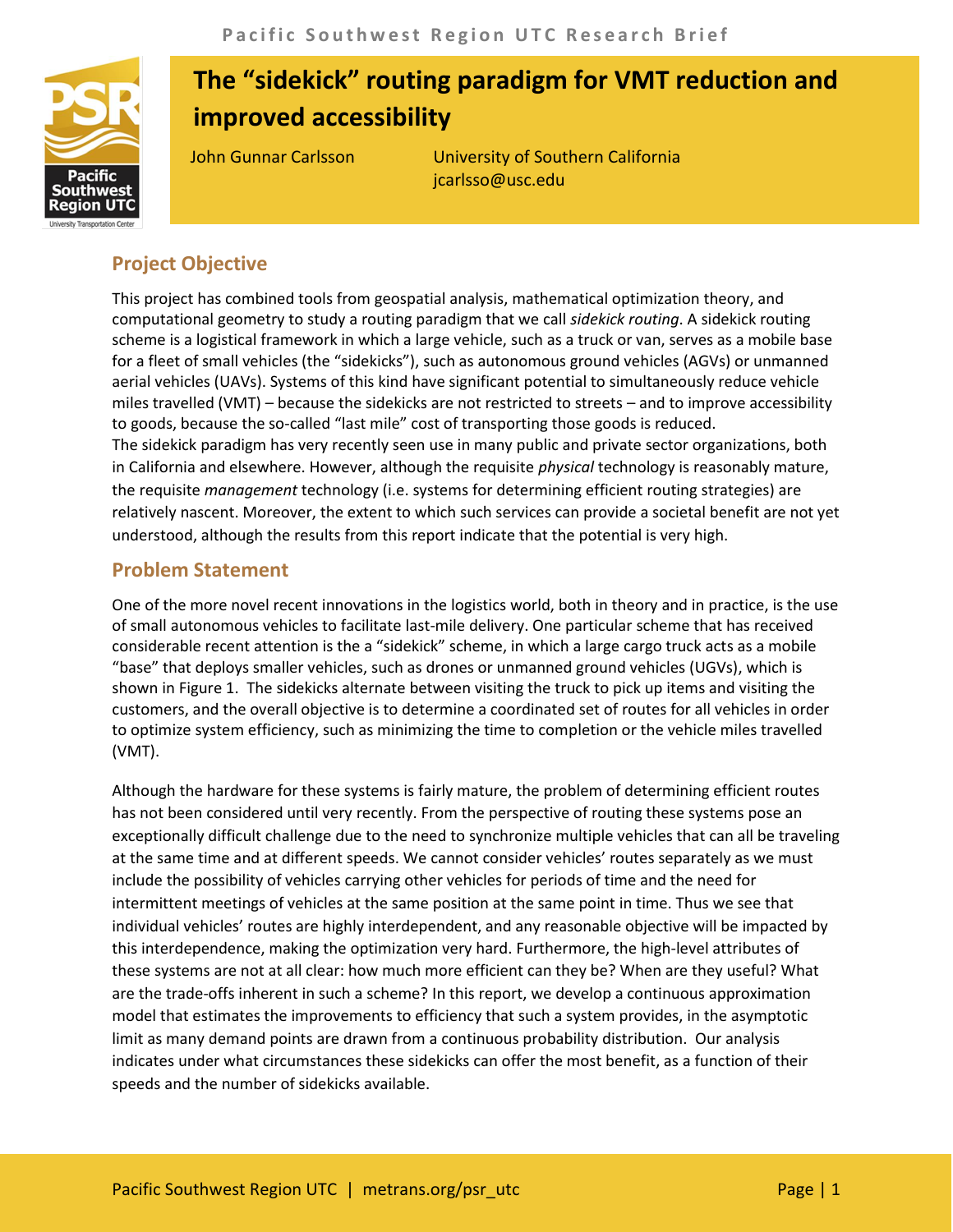# The "sidekick" routing paradigm for VMT reduction and improved accessibility

John Gunnar Carlsson — University of Southern California, jcarlsso@usc.edu

## Project Objective

This project has combined tools from geospatial analysis, mathematical optimization theory, and computational geometry to study a routing paradigm that we call *sidekick routing*. A sidekick routing scheme is a logistical framework in which a large vehicle, such as a truck or van, serves as a mobile base for a fleet of small vehicles (the "sidekicks"), such as autonomous ground vehicles (AGVs) or unmanned aerial vehicles (UAVs). Systems of this kind have significant potential to simultaneously reduce vehicle miles travelled (VMT) – because the sidekicks are not restricted to streets – and to improve accessibility to goods, because the so-called "last mile" cost of transporting those goods is reduced.

The sidekick paradigm has very recently seen use in many public and private sector organizations, both in California and elsewhere. However, although the requisite *physical* technology is reasonably mature, the requisite *management* technology (i.e. systems for determining efficient routing strategies) are relatively nascent. Moreover, the extent to which such services can provide a societal benefit are not yet understood, although the results from this report indicate that the potential is very high.

## Problem Statement

One of the more novel recent innovations in the logistics world, both in theory and in practice, is the use of small autonomous vehicles to facilitate last-mile delivery. One particular scheme that has received considerable recent attention is the a "sidekick" scheme, in which a large cargo truck acts as a mobile "base" that deploys smaller vehicles, such as drones or unmanned ground vehicles (UGVs), which is shown in Figure 1. The sidekicks alternate between visiting the truck to pick up items and visiting the customers, and the overall objective is to determine a coordinated set of routes for all vehicles in order to optimize system efficiency, such as minimizing the time to completion or the vehicle miles travelled (VMT).

Although the hardware for these systems is fairly mature, the problem of determining efficient routes has not been considered until very recently. From the perspective of routing these systems pose an exceptionally difficult challenge due to the need to synchronize multiple vehicles that can all be traveling at the same time and at different speeds. We cannot consider vehicles' routes separately as we must include the possibility of vehicles carrying other vehicles for periods of time and the need for intermittent meetings of vehicles at the same position at the same point in time. Thus we see that individual vehicles' routes are highly interdependent, and any reasonable objective will be impacted by this interdependence, making the optimization very hard. Furthermore, the high-level attributes of these systems are not at all clear: how much more efficient can they be? When are they useful? What are the trade-offs inherent in such a scheme? In this report, we develop a continuous approximation model that estimates the improvements to efficiency that such a system provides, in the asymptotic limit as many demand points are drawn from a continuous probability distribution. Our analysis indicates under what circumstances these sidekicks can offer the most benefit, as a function of their speeds and the number of sidekicks available.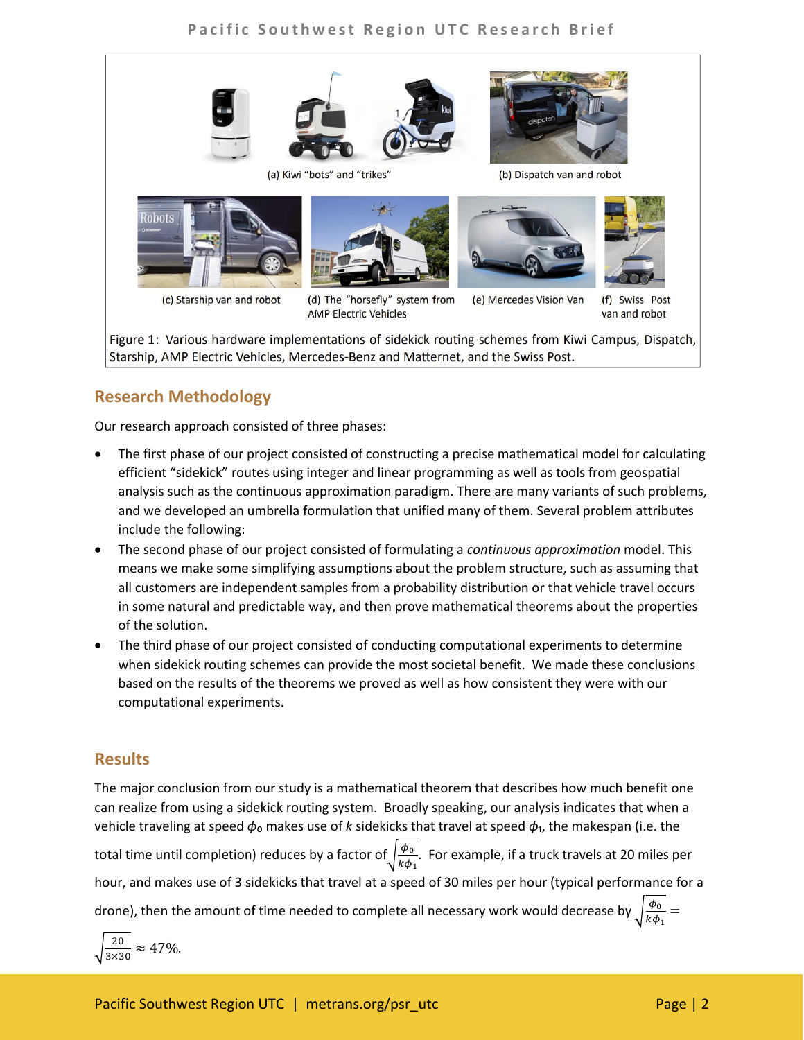(a) Kiwi "bots" and "trikes"

(b) Dispatch van and robot

(c) Starship van and robot

(d) The "horsefly" system from AMP Electric Vehicles

(e) Mercedes Vision Van

(f) Swiss Post van and robot

Figure 1: Various hardware implementations of sidekick routing schemes from Kiwi Campus, Dispatch, Starship, AMP Electric Vehicles, Mercedes-Benz and Matternet, and the Swiss Post.

## Research Methodology

Our research approach consisted of three phases:

- The first phase of our project consisted of constructing a precise mathematical model for calculating efficient "sidekick" routes using integer and linear programming as well as tools from geospatial analysis such as the continuous approximation paradigm. There are many variants of such problems, and we developed an umbrella formulation that unified many of them. Several problem attributes include the following:
- The second phase of our project consisted of formulating a *continuous approximation* model. This means we make some simplifying assumptions about the problem structure, such as assuming that all customers are independent samples from a probability distribution or that vehicle travel occurs in some natural and predictable way, and then prove mathematical theorems about the properties of the solution.
- The third phase of our project consisted of conducting computational experiments to determine when sidekick routing schemes can provide the most societal benefit. We made these conclusions based on the results of the theorems we proved as well as how consistent they were with our computational experiments.

## Results

The major conclusion from our study is a mathematical theorem that describes how much benefit one can realize from using a sidekick routing system. Broadly speaking, our analysis indicates that when a vehicle traveling at speed $\phi_0$ makes use of $k$ sidekicks that travel at speed $\phi_1$, the makespan (i.e. the total time until completion) reduces by a factor of $\sqrt{\frac{\phi_0}{k\phi_1}}$. For example, if a truck travels at 20 miles per hour, and makes use of 3 sidekicks that travel at a speed of 30 miles per hour (typical performance for a drone), then the amount of time needed to complete all necessary work would decrease by $\sqrt{\frac{\phi_0}{k\phi_1}} = \sqrt{\frac{20}{3 \times 30}} \approx 47\%$.